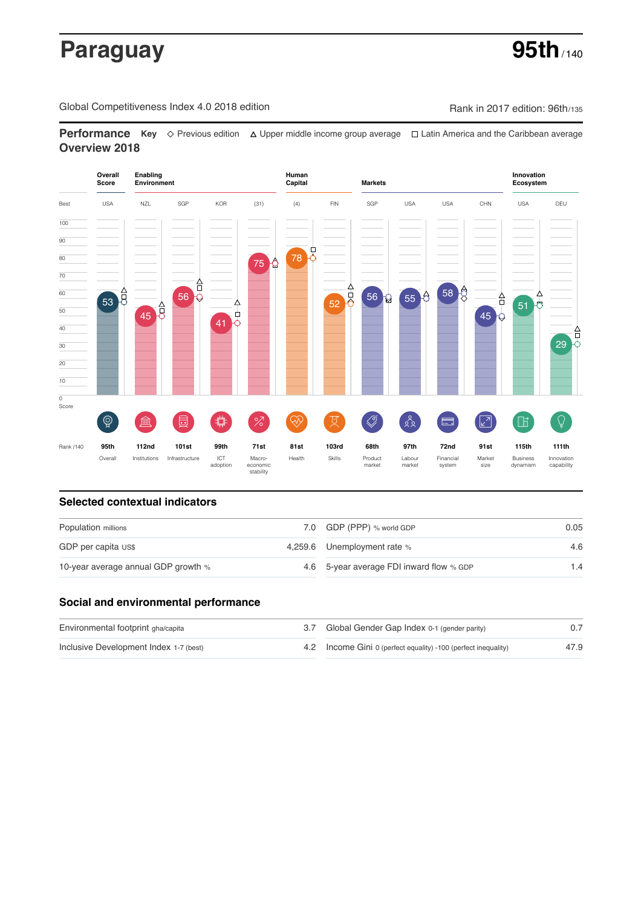# Paraguay

**95th** / 140

Global Competitiveness Index 4.0 2018 edition

Rank in 2017 edition: 96th/135

## Performance Overview 2018

**Key** ◇ Previous edition △ Upper middle income group average □ Latin America and the Caribbean average

| | Overall Score | Enabling Environment | | | | Human Capital | | Markets | | | | Innovation Ecosystem | |
|---|---|---|---|---|---|---|---|---|---|---|---|---|---|
| Best | USA | NZL | SGP | KOR | (31) | (4) | FIN | SGP | USA | USA | CHN | USA | DEU |
| Score | 53 | 45 | 56 | 41 | 75 | 78 | 52 | 56 | 55 | 58 | 45 | 51 | 29 |
| Rank /140 | 95th | 112nd | 101st | 99th | 71st | 81st | 103rd | 68th | 97th | 72nd | 91st | 115th | 111th |
| | Overall | Institutions | Infrastructure | ICT adoption | Macro-economic stability | Health | Skills | Product market | Labour market | Financial system | Market size | Business dynamism | Innovation capability |

## Selected contextual indicators

| | | | |
|---|---|---|---|
| Population millions | 7.0 | GDP (PPP) % world GDP | 0.05 |
| GDP per capita US$ | 4,259.6 | Unemployment rate % | 4.6 |
| 10-year average annual GDP growth % | 4.6 | 5-year average FDI inward flow % GDP | 1.4 |

## Social and environmental performance

| | | | |
|---|---|---|---|
| Environmental footprint gha/capita | 3.7 | Global Gender Gap Index 0-1 (gender parity) | 0.7 |
| Inclusive Development Index 1-7 (best) | 4.2 | Income Gini 0 (perfect equality) -100 (perfect inequality) | 47.9 |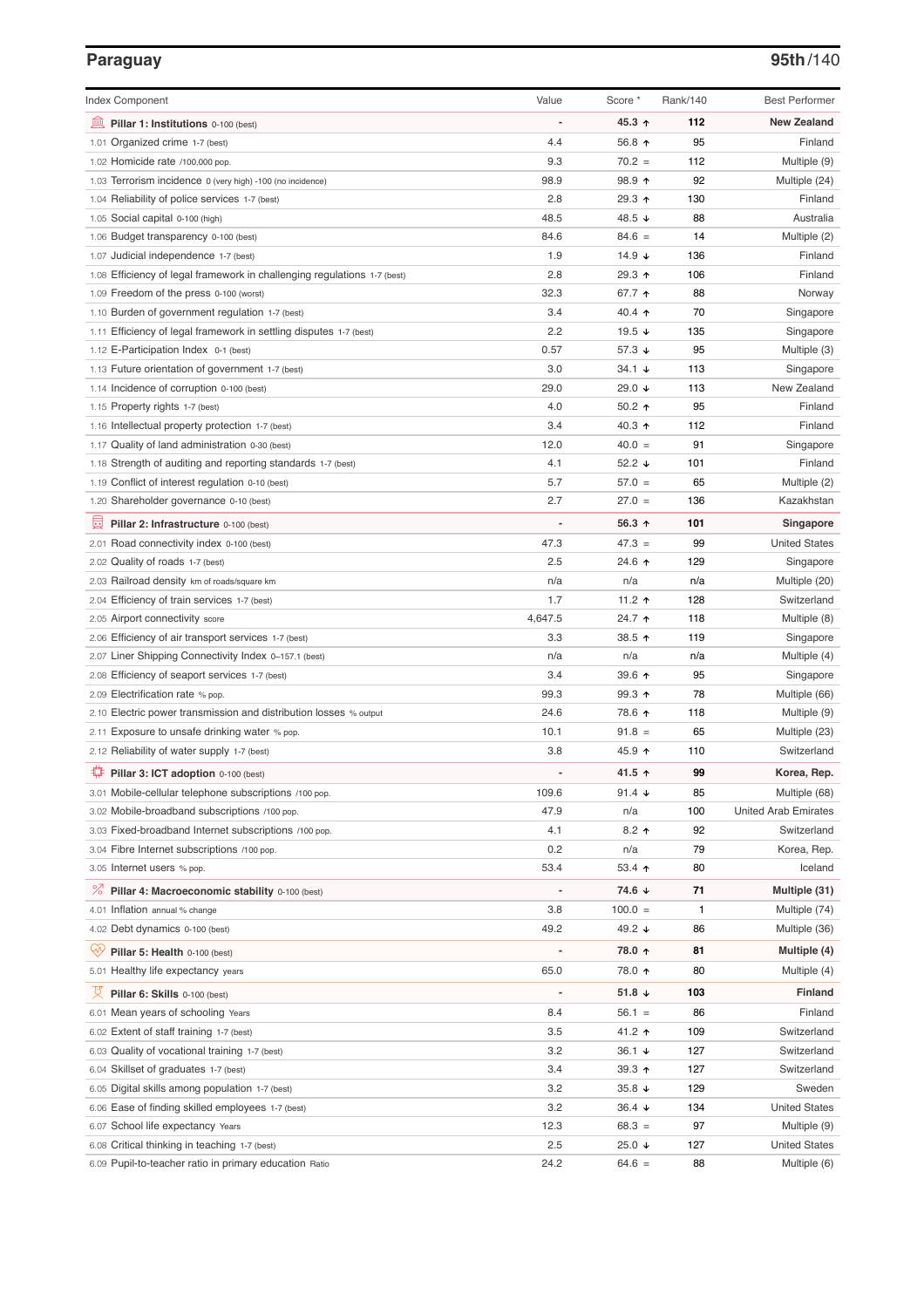## Paraguay

**95th**/140

| Index Component | Value | Score * | Rank/140 | Best Performer |
|---|---|---|---|---|
| **Pillar 1: Institutions** 0-100 (best) | - | **45.3 ↑** | **112** | **New Zealand** |
| 1.01 Organized crime 1-7 (best) | 4.4 | 56.8 ↑ | 95 | Finland |
| 1.02 Homicide rate /100,000 pop. | 9.3 | 70.2 = | 112 | Multiple (9) |
| 1.03 Terrorism incidence 0 (very high) -100 (no incidence) | 98.9 | 98.9 ↑ | 92 | Multiple (24) |
| 1.04 Reliability of police services 1-7 (best) | 2.8 | 29.3 ↑ | 130 | Finland |
| 1.05 Social capital 0-100 (high) | 48.5 | 48.5 ↓ | 88 | Australia |
| 1.06 Budget transparency 0-100 (best) | 84.6 | 84.6 = | 14 | Multiple (2) |
| 1.07 Judicial independence 1-7 (best) | 1.9 | 14.9 ↓ | 136 | Finland |
| 1.08 Efficiency of legal framework in challenging regulations 1-7 (best) | 2.8 | 29.3 ↑ | 106 | Finland |
| 1.09 Freedom of the press 0-100 (worst) | 32.3 | 67.7 ↑ | 88 | Norway |
| 1.10 Burden of government regulation 1-7 (best) | 3.4 | 40.4 ↑ | 70 | Singapore |
| 1.11 Efficiency of legal framework in settling disputes 1-7 (best) | 2.2 | 19.5 ↓ | 135 | Singapore |
| 1.12 E-Participation Index 0-1 (best) | 0.57 | 57.3 ↓ | 95 | Multiple (3) |
| 1.13 Future orientation of government 1-7 (best) | 3.0 | 34.1 ↓ | 113 | Singapore |
| 1.14 Incidence of corruption 0-100 (best) | 29.0 | 29.0 ↓ | 113 | New Zealand |
| 1.15 Property rights 1-7 (best) | 4.0 | 50.2 ↑ | 95 | Finland |
| 1.16 Intellectual property protection 1-7 (best) | 3.4 | 40.3 ↑ | 112 | Finland |
| 1.17 Quality of land administration 0-30 (best) | 12.0 | 40.0 = | 91 | Singapore |
| 1.18 Strength of auditing and reporting standards 1-7 (best) | 4.1 | 52.2 ↓ | 101 | Finland |
| 1.19 Conflict of interest regulation 0-10 (best) | 5.7 | 57.0 = | 65 | Multiple (2) |
| 1.20 Shareholder governance 0-10 (best) | 2.7 | 27.0 = | 136 | Kazakhstan |
| **Pillar 2: Infrastructure** 0-100 (best) | - | **56.3 ↑** | **101** | **Singapore** |
| 2.01 Road connectivity index 0-100 (best) | 47.3 | 47.3 = | 99 | United States |
| 2.02 Quality of roads 1-7 (best) | 2.5 | 24.6 ↑ | 129 | Singapore |
| 2.03 Railroad density km of roads/square km | n/a | n/a | n/a | Multiple (20) |
| 2.04 Efficiency of train services 1-7 (best) | 1.7 | 11.2 ↑ | 128 | Switzerland |
| 2.05 Airport connectivity score | 4,647.5 | 24.7 ↑ | 118 | Multiple (8) |
| 2.06 Efficiency of air transport services 1-7 (best) | 3.3 | 38.5 ↑ | 119 | Singapore |
| 2.07 Liner Shipping Connectivity Index 0–157.1 (best) | n/a | n/a | n/a | Multiple (4) |
| 2.08 Efficiency of seaport services 1-7 (best) | 3.4 | 39.6 ↑ | 95 | Singapore |
| 2.09 Electrification rate % pop. | 99.3 | 99.3 ↑ | 78 | Multiple (66) |
| 2.10 Electric power transmission and distribution losses % output | 24.6 | 78.6 ↑ | 118 | Multiple (9) |
| 2.11 Exposure to unsafe drinking water % pop. | 10.1 | 91.8 = | 65 | Multiple (23) |
| 2.12 Reliability of water supply 1-7 (best) | 3.8 | 45.9 ↑ | 110 | Switzerland |
| **Pillar 3: ICT adoption** 0-100 (best) | - | **41.5 ↑** | **99** | **Korea, Rep.** |
| 3.01 Mobile-cellular telephone subscriptions /100 pop. | 109.6 | 91.4 ↓ | 85 | Multiple (68) |
| 3.02 Mobile-broadband subscriptions /100 pop. | 47.9 | n/a | 100 | United Arab Emirates |
| 3.03 Fixed-broadband Internet subscriptions /100 pop. | 4.1 | 8.2 ↑ | 92 | Switzerland |
| 3.04 Fibre Internet subscriptions /100 pop. | 0.2 | n/a | 79 | Korea, Rep. |
| 3.05 Internet users % pop. | 53.4 | 53.4 ↑ | 80 | Iceland |
| **Pillar 4: Macroeconomic stability** 0-100 (best) | - | **74.6 ↓** | **71** | **Multiple (31)** |
| 4.01 Inflation annual % change | 3.8 | 100.0 = | 1 | Multiple (74) |
| 4.02 Debt dynamics 0-100 (best) | 49.2 | 49.2 ↓ | 86 | Multiple (36) |
| **Pillar 5: Health** 0-100 (best) | - | **78.0 ↑** | **81** | **Multiple (4)** |
| 5.01 Healthy life expectancy years | 65.0 | 78.0 ↑ | 80 | Multiple (4) |
| **Pillar 6: Skills** 0-100 (best) | - | **51.8 ↓** | **103** | **Finland** |
| 6.01 Mean years of schooling Years | 8.4 | 56.1 = | 86 | Finland |
| 6.02 Extent of staff training 1-7 (best) | 3.5 | 41.2 ↑ | 109 | Switzerland |
| 6.03 Quality of vocational training 1-7 (best) | 3.2 | 36.1 ↓ | 127 | Switzerland |
| 6.04 Skillset of graduates 1-7 (best) | 3.4 | 39.3 ↑ | 127 | Switzerland |
| 6.05 Digital skills among population 1-7 (best) | 3.2 | 35.8 ↓ | 129 | Sweden |
| 6.06 Ease of finding skilled employees 1-7 (best) | 3.2 | 36.4 ↓ | 134 | United States |
| 6.07 School life expectancy Years | 12.3 | 68.3 = | 97 | Multiple (9) |
| 6.08 Critical thinking in teaching 1-7 (best) | 2.5 | 25.0 ↓ | 127 | United States |
| 6.09 Pupil-to-teacher ratio in primary education Ratio | 24.2 | 64.6 = | 88 | Multiple (6) |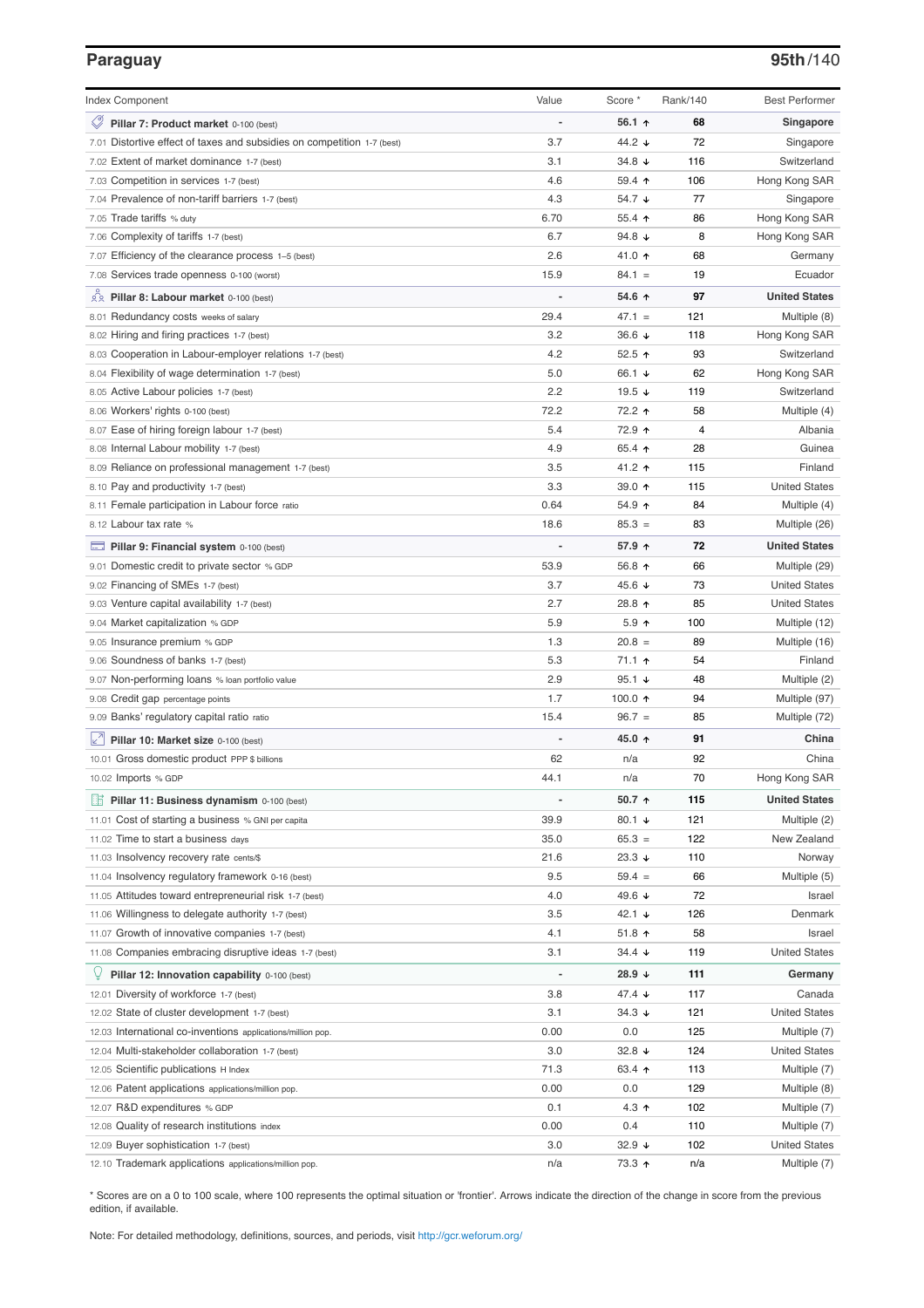## Paraguay

**95th**/140

| Index Component | Value | Score * | Rank/140 | Best Performer |
|---|---|---|---|---|
| **Pillar 7: Product market** 0-100 (best) | - | **56.1 ↑** | **68** | **Singapore** |
| 7.01 Distortive effect of taxes and subsidies on competition 1-7 (best) | 3.7 | 44.2 ↓ | 72 | Singapore |
| 7.02 Extent of market dominance 1-7 (best) | 3.1 | 34.8 ↓ | 116 | Switzerland |
| 7.03 Competition in services 1-7 (best) | 4.6 | 59.4 ↑ | 106 | Hong Kong SAR |
| 7.04 Prevalence of non-tariff barriers 1-7 (best) | 4.3 | 54.7 ↓ | 77 | Singapore |
| 7.05 Trade tariffs % duty | 6.70 | 55.4 ↑ | 86 | Hong Kong SAR |
| 7.06 Complexity of tariffs 1-7 (best) | 6.7 | 94.8 ↓ | 8 | Hong Kong SAR |
| 7.07 Efficiency of the clearance process 1–5 (best) | 2.6 | 41.0 ↑ | 68 | Germany |
| 7.08 Services trade openness 0-100 (worst) | 15.9 | 84.1 = | 19 | Ecuador |
| **Pillar 8: Labour market** 0-100 (best) | - | **54.6 ↑** | **97** | **United States** |
| 8.01 Redundancy costs weeks of salary | 29.4 | 47.1 = | 121 | Multiple (8) |
| 8.02 Hiring and firing practices 1-7 (best) | 3.2 | 36.6 ↓ | 118 | Hong Kong SAR |
| 8.03 Cooperation in Labour-employer relations 1-7 (best) | 4.2 | 52.5 ↑ | 93 | Switzerland |
| 8.04 Flexibility of wage determination 1-7 (best) | 5.0 | 66.1 ↓ | 62 | Hong Kong SAR |
| 8.05 Active Labour policies 1-7 (best) | 2.2 | 19.5 ↓ | 119 | Switzerland |
| 8.06 Workers' rights 0-100 (best) | 72.2 | 72.2 ↑ | 58 | Multiple (4) |
| 8.07 Ease of hiring foreign labour 1-7 (best) | 5.4 | 72.9 ↑ | 4 | Albania |
| 8.08 Internal Labour mobility 1-7 (best) | 4.9 | 65.4 ↑ | 28 | Guinea |
| 8.09 Reliance on professional management 1-7 (best) | 3.5 | 41.2 ↑ | 115 | Finland |
| 8.10 Pay and productivity 1-7 (best) | 3.3 | 39.0 ↑ | 115 | United States |
| 8.11 Female participation in Labour force ratio | 0.64 | 54.9 ↑ | 84 | Multiple (4) |
| 8.12 Labour tax rate % | 18.6 | 85.3 = | 83 | Multiple (26) |
| **Pillar 9: Financial system** 0-100 (best) | - | **57.9 ↑** | **72** | **United States** |
| 9.01 Domestic credit to private sector % GDP | 53.9 | 56.8 ↑ | 66 | Multiple (29) |
| 9.02 Financing of SMEs 1-7 (best) | 3.7 | 45.6 ↓ | 73 | United States |
| 9.03 Venture capital availability 1-7 (best) | 2.7 | 28.8 ↑ | 85 | United States |
| 9.04 Market capitalization % GDP | 5.9 | 5.9 ↑ | 100 | Multiple (12) |
| 9.05 Insurance premium % GDP | 1.3 | 20.8 = | 89 | Multiple (16) |
| 9.06 Soundness of banks 1-7 (best) | 5.3 | 71.1 ↑ | 54 | Finland |
| 9.07 Non-performing loans % loan portfolio value | 2.9 | 95.1 ↓ | 48 | Multiple (2) |
| 9.08 Credit gap percentage points | 1.7 | 100.0 ↑ | 94 | Multiple (97) |
| 9.09 Banks' regulatory capital ratio ratio | 15.4 | 96.7 = | 85 | Multiple (72) |
| **Pillar 10: Market size** 0-100 (best) | - | **45.0 ↑** | **91** | **China** |
| 10.01 Gross domestic product PPP $ billions | 62 | n/a | 92 | China |
| 10.02 Imports % GDP | 44.1 | n/a | 70 | Hong Kong SAR |
| **Pillar 11: Business dynamism** 0-100 (best) | - | **50.7 ↑** | **115** | **United States** |
| 11.01 Cost of starting a business % GNI per capita | 39.9 | 80.1 ↓ | 121 | Multiple (2) |
| 11.02 Time to start a business days | 35.0 | 65.3 = | 122 | New Zealand |
| 11.03 Insolvency recovery rate cents/$ | 21.6 | 23.3 ↓ | 110 | Norway |
| 11.04 Insolvency regulatory framework 0-16 (best) | 9.5 | 59.4 = | 66 | Multiple (5) |
| 11.05 Attitudes toward entrepreneurial risk 1-7 (best) | 4.0 | 49.6 ↓ | 72 | Israel |
| 11.06 Willingness to delegate authority 1-7 (best) | 3.5 | 42.1 ↓ | 126 | Denmark |
| 11.07 Growth of innovative companies 1-7 (best) | 4.1 | 51.8 ↑ | 58 | Israel |
| 11.08 Companies embracing disruptive ideas 1-7 (best) | 3.1 | 34.4 ↓ | 119 | United States |
| **Pillar 12: Innovation capability** 0-100 (best) | - | **28.9 ↓** | **111** | **Germany** |
| 12.01 Diversity of workforce 1-7 (best) | 3.8 | 47.4 ↓ | 117 | Canada |
| 12.02 State of cluster development 1-7 (best) | 3.1 | 34.3 ↓ | 121 | United States |
| 12.03 International co-inventions applications/million pop. | 0.00 | 0.0 | 125 | Multiple (7) |
| 12.04 Multi-stakeholder collaboration 1-7 (best) | 3.0 | 32.8 ↓ | 124 | United States |
| 12.05 Scientific publications H Index | 71.3 | 63.4 ↑ | 113 | Multiple (7) |
| 12.06 Patent applications applications/million pop. | 0.00 | 0.0 | 129 | Multiple (8) |
| 12.07 R&D expenditures % GDP | 0.1 | 4.3 ↑ | 102 | Multiple (7) |
| 12.08 Quality of research institutions index | 0.00 | 0.4 | 110 | Multiple (7) |
| 12.09 Buyer sophistication 1-7 (best) | 3.0 | 32.9 ↓ | 102 | United States |
| 12.10 Trademark applications applications/million pop. | n/a | 73.3 ↑ | n/a | Multiple (7) |

* Scores are on a 0 to 100 scale, where 100 represents the optimal situation or 'frontier'. Arrows indicate the direction of the change in score from the previous edition, if available.

Note: For detailed methodology, definitions, sources, and periods, visit http://gcr.weforum.org/